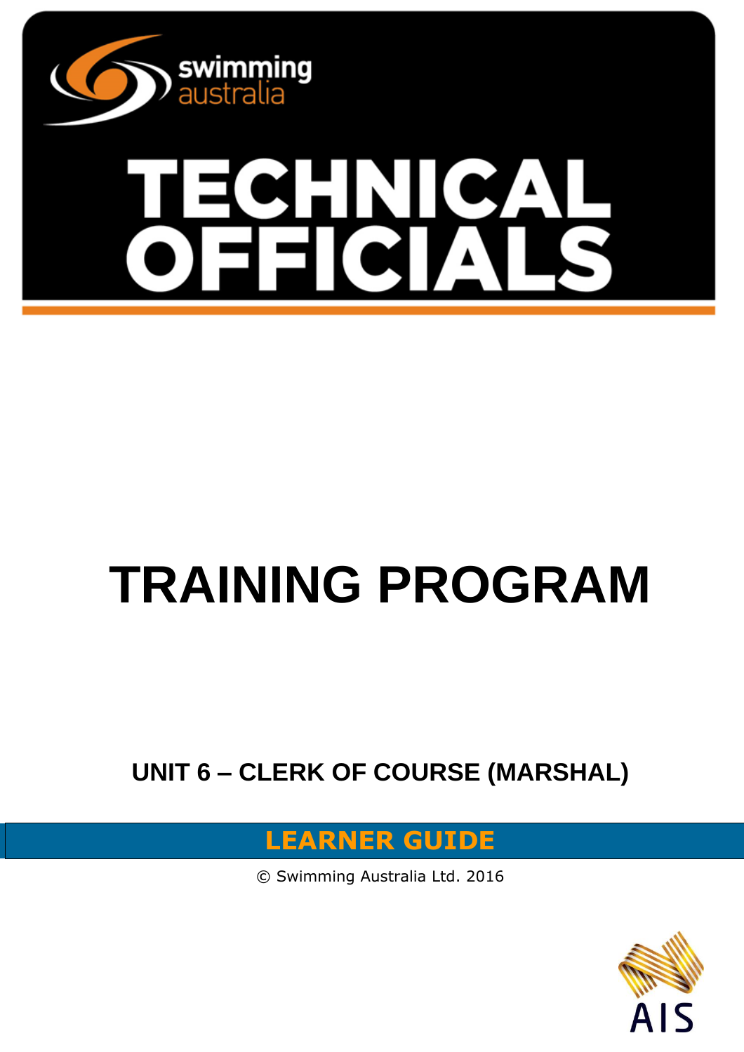swimming australia

# TECHNICAL OFFICIALS

# TRAINING PROGRAM

## UNIT 6 – CLERK OF COURSE (MARSHAL)

**LEARNER GUIDE**

© Swimming Australia Ltd. 2016

AIS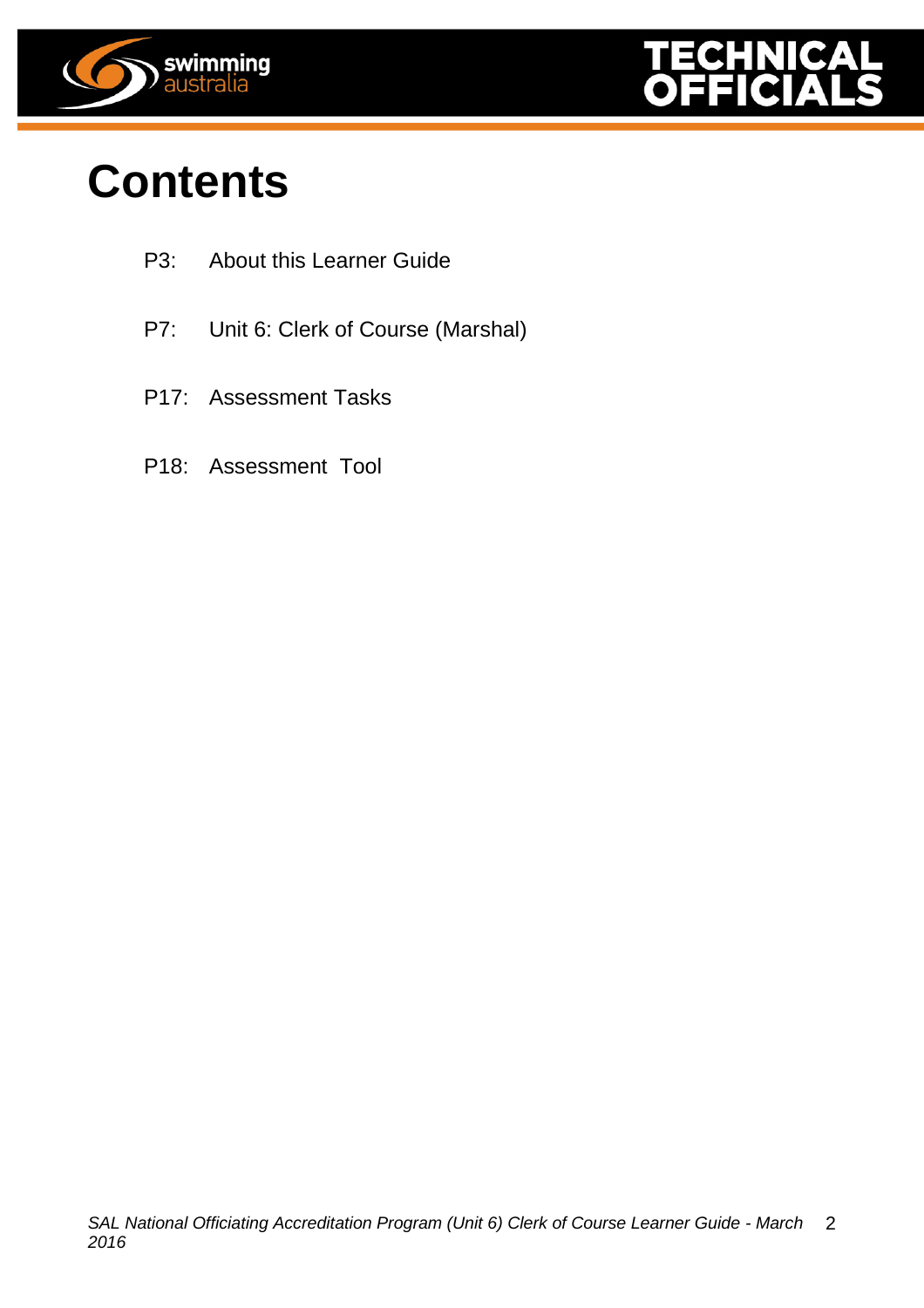# Contents

P3: About this Learner Guide

P7: Unit 6: Clerk of Course (Marshal)

P17: Assessment Tasks

P18: Assessment Tool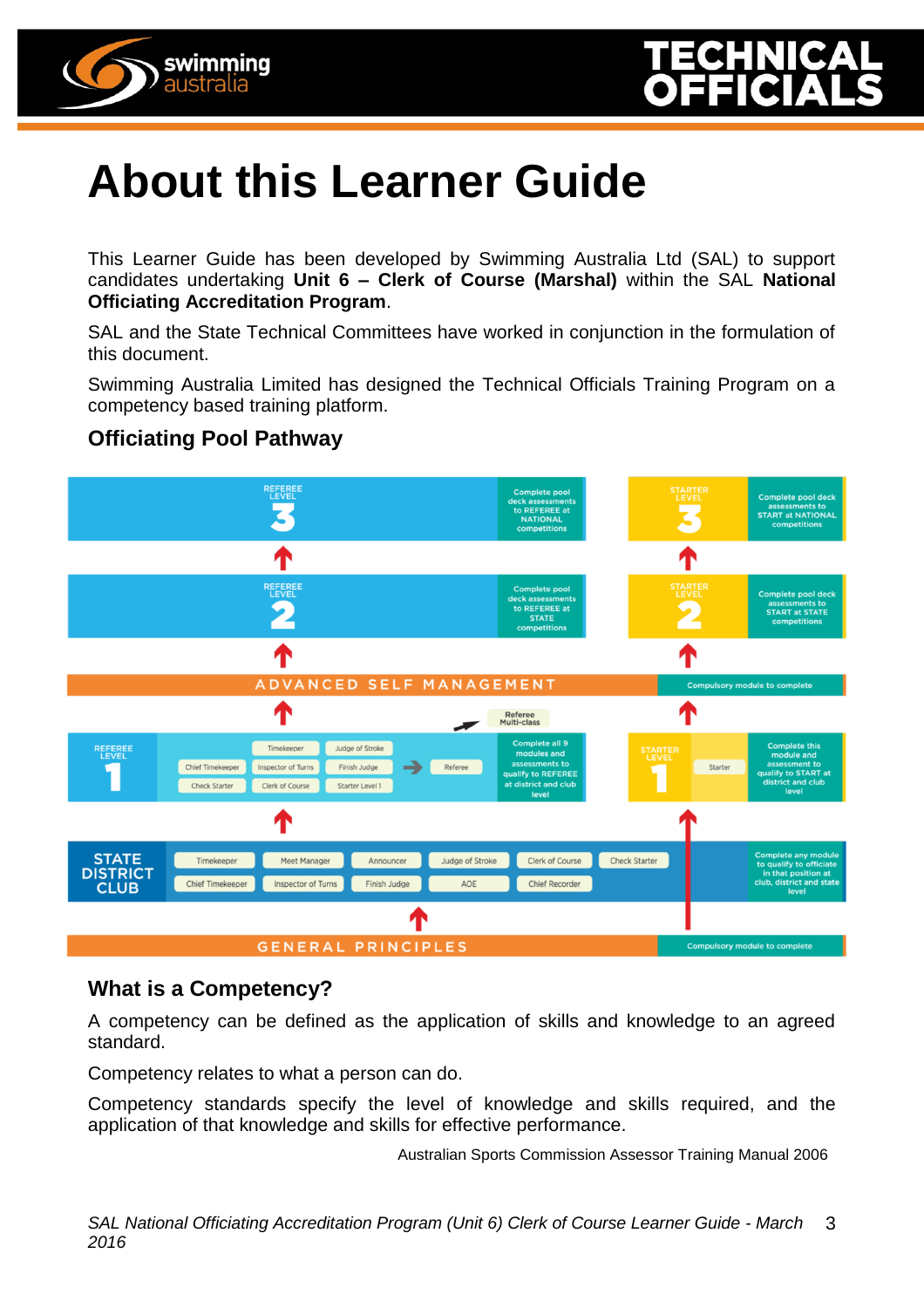# About this Learner Guide

This Learner Guide has been developed by Swimming Australia Ltd (SAL) to support candidates undertaking **Unit 6 – Clerk of Course (Marshal)** within the SAL **National Officiating Accreditation Program**.

SAL and the State Technical Committees have worked in conjunction in the formulation of this document.

Swimming Australia Limited has designed the Technical Officials Training Program on a competency based training platform.

### Officiating Pool Pathway

REFEREE LEVEL 3 — Complete pool deck assessments to REFEREE at NATIONAL competitions

STARTER LEVEL 3 — Complete pool deck assessments to START at NATIONAL competitions

REFEREE LEVEL 2 — Complete pool deck assessments to REFEREE at STATE competitions

STARTER LEVEL 2 — Complete pool deck assessments to START at STATE competitions

ADVANCED SELF MANAGEMENT — Compulsory module to complete

Referee Multi-class

REFEREE LEVEL 1 — Timekeeper, Judge of Stroke, Chief Timekeeper, Inspector of Turns, Finish Judge, Check Starter, Clerk of Course, Starter Level 1 → Referee — Complete all 9 modules and assessments to qualify to REFEREE at district and club level

STARTER LEVEL 1 — Starter — Complete this module and assessment to qualify to START at district and club level

STATE DISTRICT CLUB — Timekeeper, Meet Manager, Announcer, Judge of Stroke, Clerk of Course, Check Starter, Chief Timekeeper, Inspector of Turns, Finish Judge, AOE, Chief Recorder — Complete any module to qualify to officiate in that position at club, district and state level

GENERAL PRINCIPLES — Compulsory module to complete

### What is a Competency?

A competency can be defined as the application of skills and knowledge to an agreed standard.

Competency relates to what a person can do.

Competency standards specify the level of knowledge and skills required, and the application of that knowledge and skills for effective performance.

Australian Sports Commission Assessor Training Manual 2006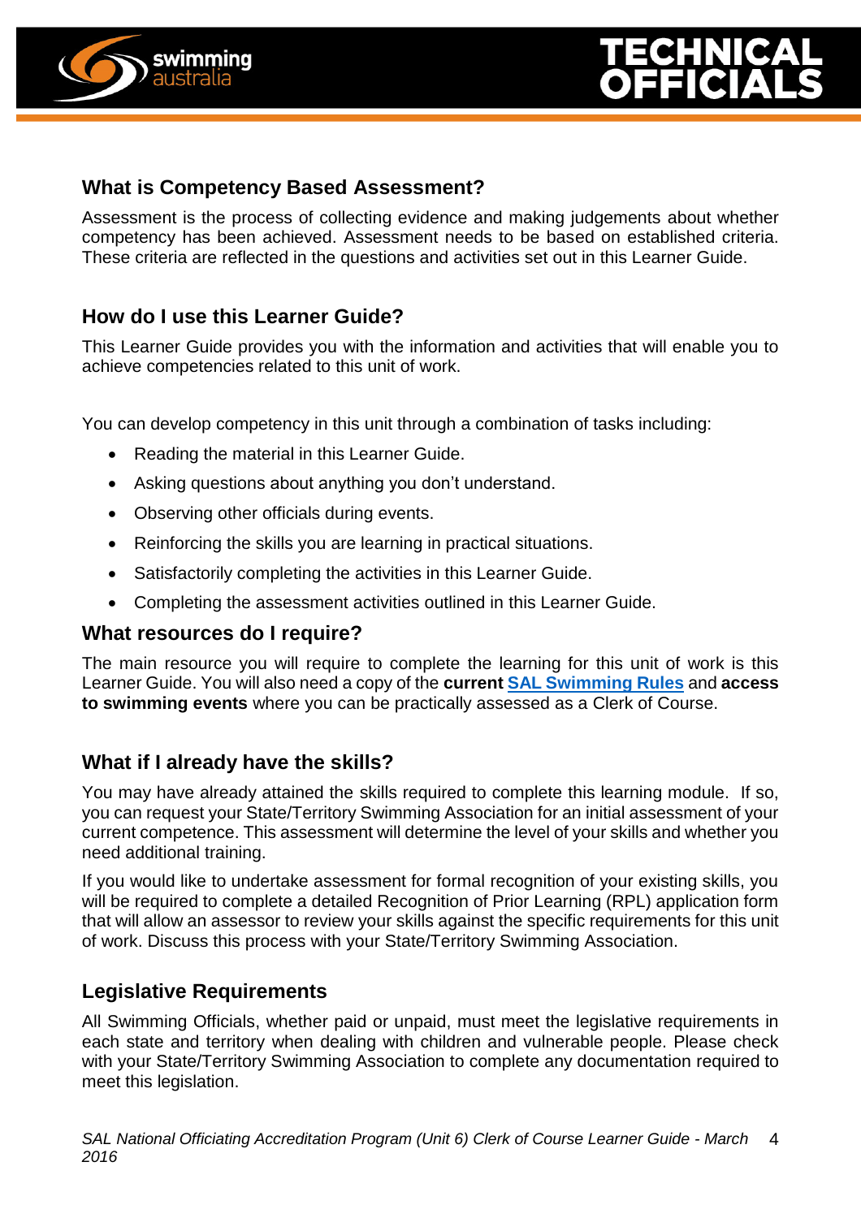## What is Competency Based Assessment?

Assessment is the process of collecting evidence and making judgements about whether competency has been achieved. Assessment needs to be based on established criteria. These criteria are reflected in the questions and activities set out in this Learner Guide.

## How do I use this Learner Guide?

This Learner Guide provides you with the information and activities that will enable you to achieve competencies related to this unit of work.

You can develop competency in this unit through a combination of tasks including:

- Reading the material in this Learner Guide.
- Asking questions about anything you don't understand.
- Observing other officials during events.
- Reinforcing the skills you are learning in practical situations.
- Satisfactorily completing the activities in this Learner Guide.
- Completing the assessment activities outlined in this Learner Guide.

## What resources do I require?

The main resource you will require to complete the learning for this unit of work is this Learner Guide. You will also need a copy of the **current** **SAL Swimming Rules** and **access to swimming events** where you can be practically assessed as a Clerk of Course.

## What if I already have the skills?

You may have already attained the skills required to complete this learning module. If so, you can request your State/Territory Swimming Association for an initial assessment of your current competence. This assessment will determine the level of your skills and whether you need additional training.

If you would like to undertake assessment for formal recognition of your existing skills, you will be required to complete a detailed Recognition of Prior Learning (RPL) application form that will allow an assessor to review your skills against the specific requirements for this unit of work. Discuss this process with your State/Territory Swimming Association.

## Legislative Requirements

All Swimming Officials, whether paid or unpaid, must meet the legislative requirements in each state and territory when dealing with children and vulnerable people. Please check with your State/Territory Swimming Association to complete any documentation required to meet this legislation.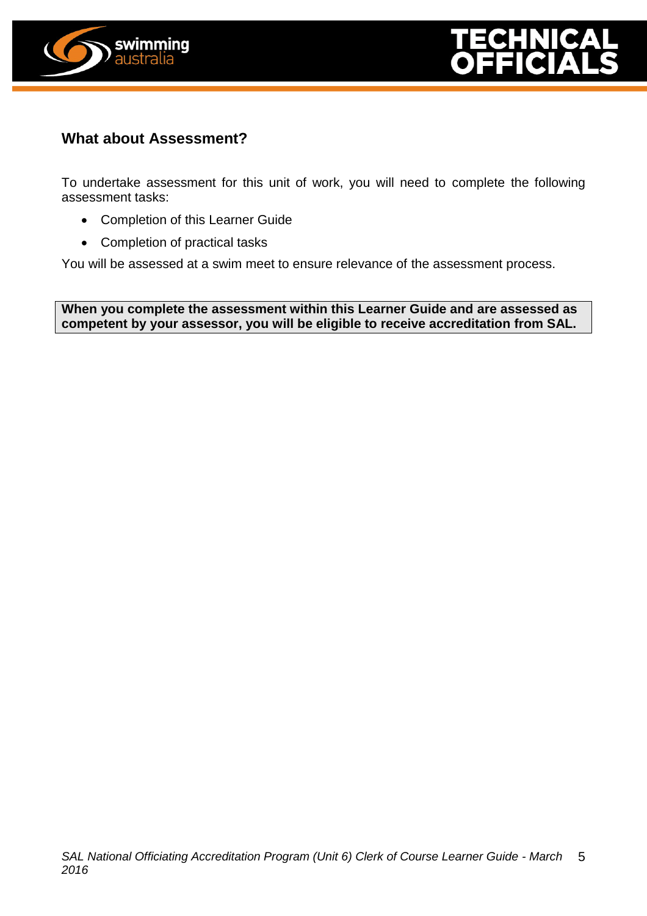## What about Assessment?

To undertake assessment for this unit of work, you will need to complete the following assessment tasks:

- Completion of this Learner Guide
- Completion of practical tasks

You will be assessed at a swim meet to ensure relevance of the assessment process.

**When you complete the assessment within this Learner Guide and are assessed as competent by your assessor, you will be eligible to receive accreditation from SAL.**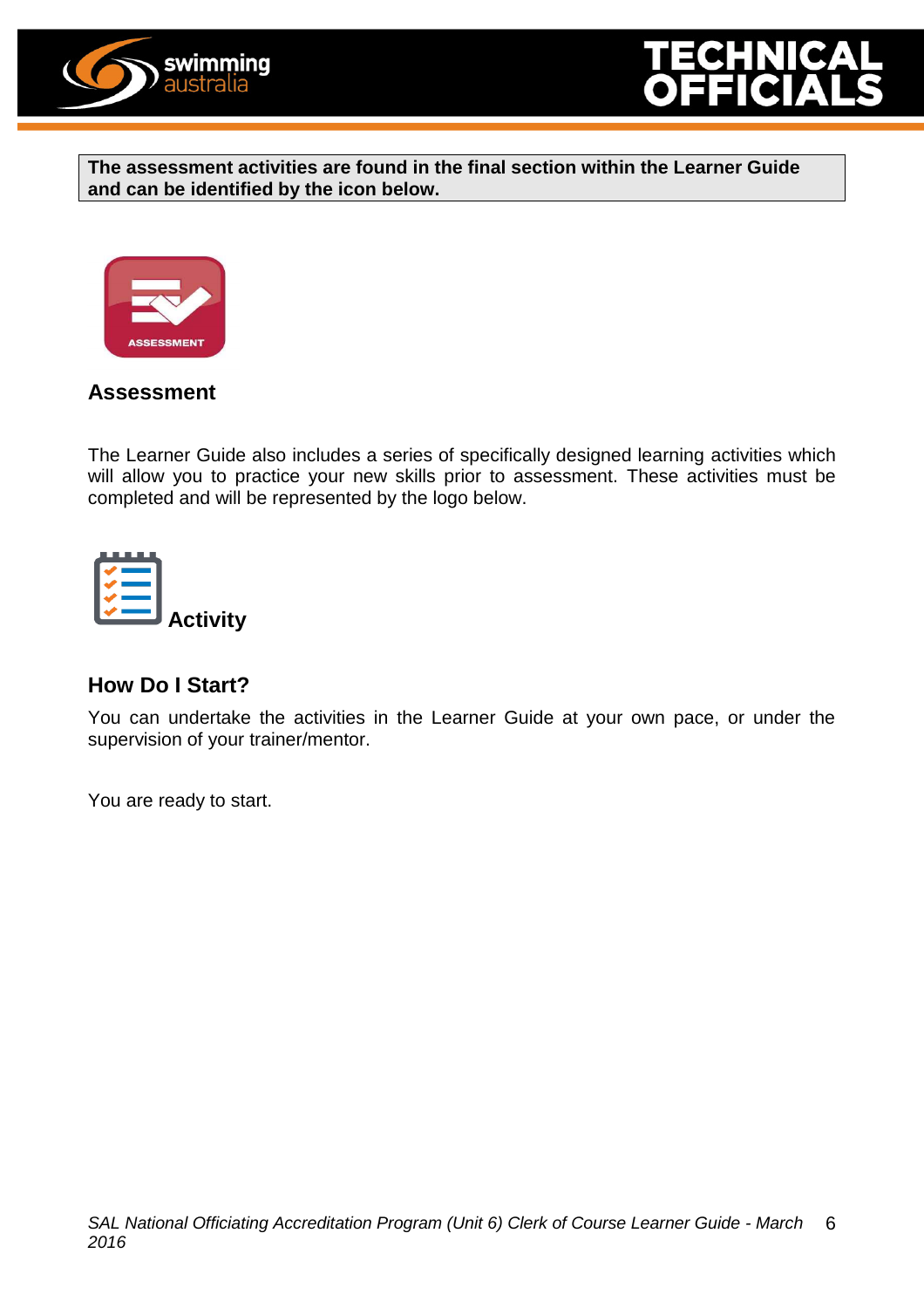**The assessment activities are found in the final section within the Learner Guide and can be identified by the icon below.**

ASSESSMENT

## Assessment

The Learner Guide also includes a series of specifically designed learning activities which will allow you to practice your new skills prior to assessment. These activities must be completed and will be represented by the logo below.

**Activity**

## How Do I Start?

You can undertake the activities in the Learner Guide at your own pace, or under the supervision of your trainer/mentor.

You are ready to start.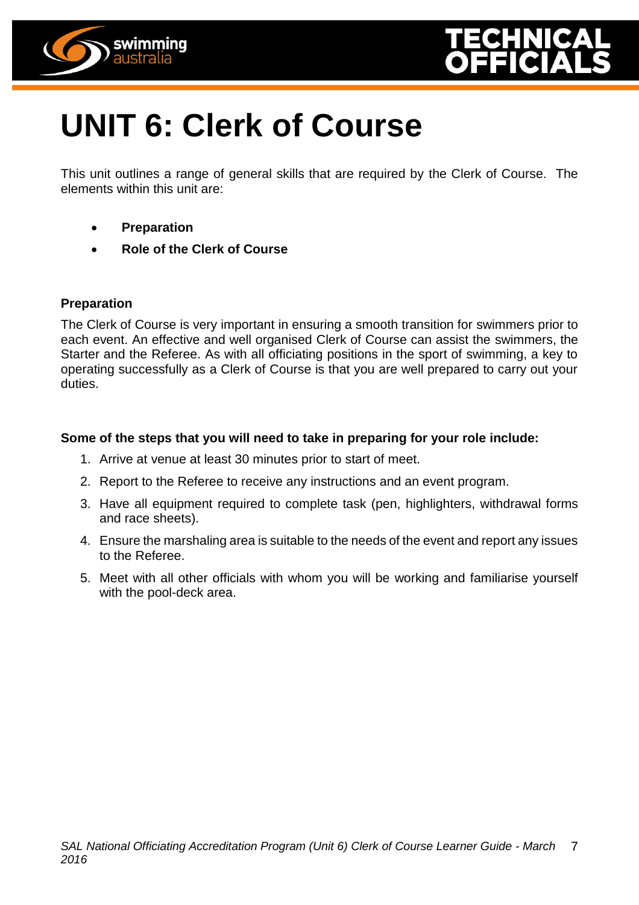# UNIT 6: Clerk of Course

This unit outlines a range of general skills that are required by the Clerk of Course. The elements within this unit are:

- **Preparation**
- **Role of the Clerk of Course**

### Preparation

The Clerk of Course is very important in ensuring a smooth transition for swimmers prior to each event. An effective and well organised Clerk of Course can assist the swimmers, the Starter and the Referee. As with all officiating positions in the sport of swimming, a key to operating successfully as a Clerk of Course is that you are well prepared to carry out your duties.

**Some of the steps that you will need to take in preparing for your role include:**

1. Arrive at venue at least 30 minutes prior to start of meet.
2. Report to the Referee to receive any instructions and an event program.
3. Have all equipment required to complete task (pen, highlighters, withdrawal forms and race sheets).
4. Ensure the marshaling area is suitable to the needs of the event and report any issues to the Referee.
5. Meet with all other officials with whom you will be working and familiarise yourself with the pool-deck area.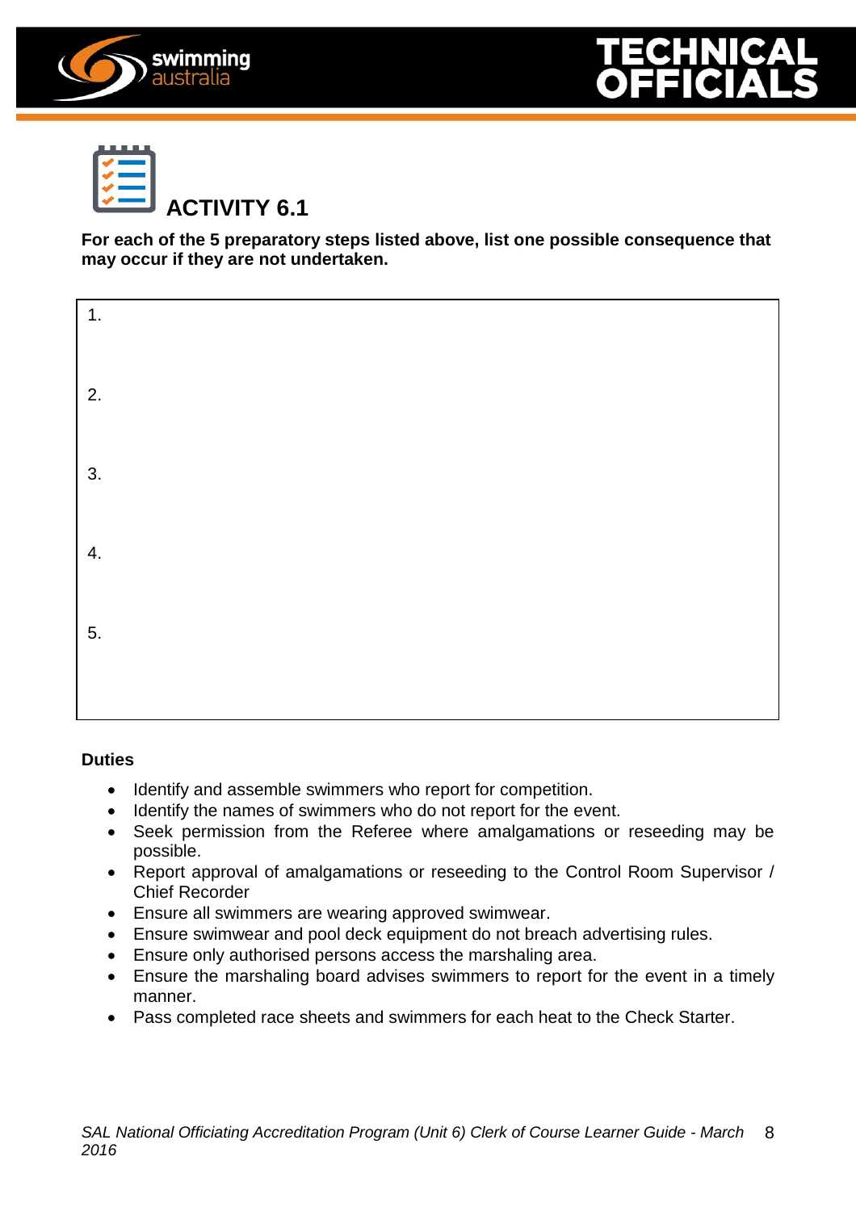## ACTIVITY 6.1

**For each of the 5 preparatory steps listed above, list one possible consequence that may occur if they are not undertaken.**

| |
|---|
| 1. |
| 2. |
| 3. |
| 4. |
| 5. |

**Duties**

- Identify and assemble swimmers who report for competition.
- Identify the names of swimmers who do not report for the event.
- Seek permission from the Referee where amalgamations or reseeding may be possible.
- Report approval of amalgamations or reseeding to the Control Room Supervisor / Chief Recorder
- Ensure all swimmers are wearing approved swimwear.
- Ensure swimwear and pool deck equipment do not breach advertising rules.
- Ensure only authorised persons access the marshaling area.
- Ensure the marshaling board advises swimmers to report for the event in a timely manner.
- Pass completed race sheets and swimmers for each heat to the Check Starter.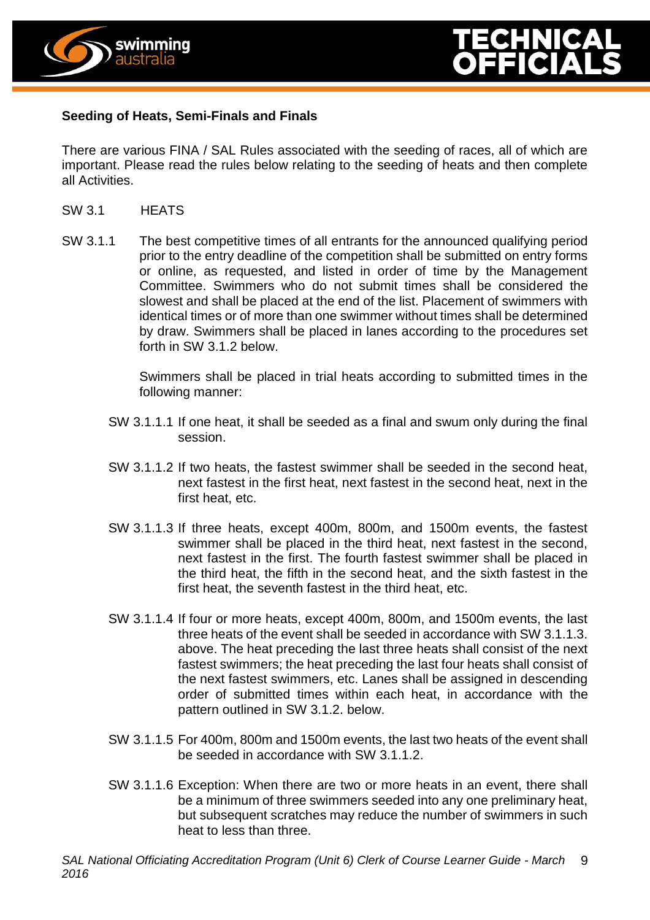**Seeding of Heats, Semi-Finals and Finals**

There are various FINA / SAL Rules associated with the seeding of races, all of which are important. Please read the rules below relating to the seeding of heats and then complete all Activities.

SW 3.1 HEATS

SW 3.1.1 The best competitive times of all entrants for the announced qualifying period prior to the entry deadline of the competition shall be submitted on entry forms or online, as requested, and listed in order of time by the Management Committee. Swimmers who do not submit times shall be considered the slowest and shall be placed at the end of the list. Placement of swimmers with identical times or of more than one swimmer without times shall be determined by draw. Swimmers shall be placed in lanes according to the procedures set forth in SW 3.1.2 below.

Swimmers shall be placed in trial heats according to submitted times in the following manner:

SW 3.1.1.1 If one heat, it shall be seeded as a final and swum only during the final session.

SW 3.1.1.2 If two heats, the fastest swimmer shall be seeded in the second heat, next fastest in the first heat, next fastest in the second heat, next in the first heat, etc.

SW 3.1.1.3 If three heats, except 400m, 800m, and 1500m events, the fastest swimmer shall be placed in the third heat, next fastest in the second, next fastest in the first. The fourth fastest swimmer shall be placed in the third heat, the fifth in the second heat, and the sixth fastest in the first heat, the seventh fastest in the third heat, etc.

SW 3.1.1.4 If four or more heats, except 400m, 800m, and 1500m events, the last three heats of the event shall be seeded in accordance with SW 3.1.1.3. above. The heat preceding the last three heats shall consist of the next fastest swimmers; the heat preceding the last four heats shall consist of the next fastest swimmers, etc. Lanes shall be assigned in descending order of submitted times within each heat, in accordance with the pattern outlined in SW 3.1.2. below.

SW 3.1.1.5 For 400m, 800m and 1500m events, the last two heats of the event shall be seeded in accordance with SW 3.1.1.2.

SW 3.1.1.6 Exception: When there are two or more heats in an event, there shall be a minimum of three swimmers seeded into any one preliminary heat, but subsequent scratches may reduce the number of swimmers in such heat to less than three.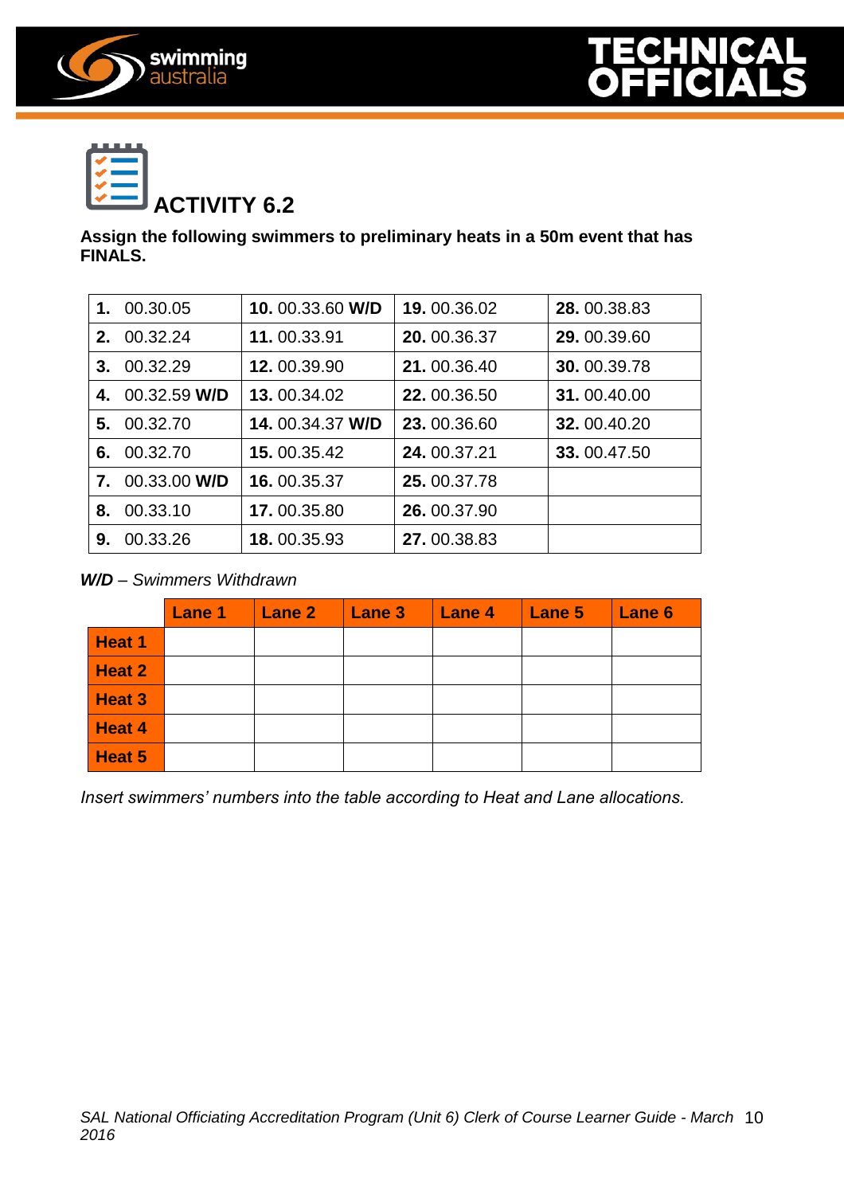# ACTIVITY 6.2

**Assign the following swimmers to preliminary heats in a 50m event that has FINALS.**

| | | | |
|---|---|---|---|
| **1.** 00.30.05 | **10.** 00.33.60 **W/D** | **19.** 00.36.02 | **28.** 00.38.83 |
| **2.** 00.32.24 | **11.** 00.33.91 | **20.** 00.36.37 | **29.** 00.39.60 |
| **3.** 00.32.29 | **12.** 00.39.90 | **21.** 00.36.40 | **30.** 00.39.78 |
| **4.** 00.32.59 **W/D** | **13.** 00.34.02 | **22.** 00.36.50 | **31.** 00.40.00 |
| **5.** 00.32.70 | **14.** 00.34.37 **W/D** | **23.** 00.36.60 | **32.** 00.40.20 |
| **6.** 00.32.70 | **15.** 00.35.42 | **24.** 00.37.21 | **33.** 00.47.50 |
| **7.** 00.33.00 **W/D** | **16.** 00.35.37 | **25.** 00.37.78 | |
| **8.** 00.33.10 | **17.** 00.35.80 | **26.** 00.37.90 | |
| **9.** 00.33.26 | **18.** 00.35.93 | **27.** 00.38.83 | |

***W/D*** *– Swimmers Withdrawn*

| | Lane 1 | Lane 2 | Lane 3 | Lane 4 | Lane 5 | Lane 6 |
|---|---|---|---|---|---|---|
| **Heat 1** | | | | | | |
| **Heat 2** | | | | | | |
| **Heat 3** | | | | | | |
| **Heat 4** | | | | | | |
| **Heat 5** | | | | | | |

*Insert swimmers' numbers into the table according to Heat and Lane allocations.*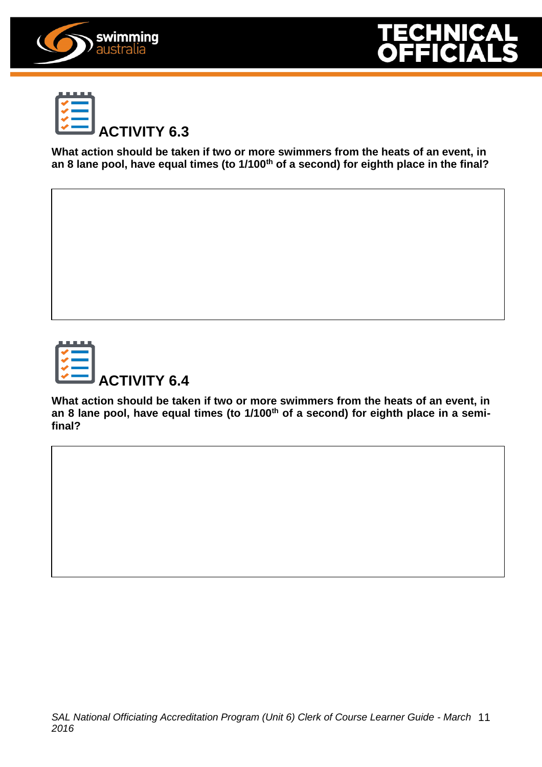## ACTIVITY 6.3

**What action should be taken if two or more swimmers from the heats of an event, in an 8 lane pool, have equal times (to 1/100th of a second) for eighth place in the final?**

## ACTIVITY 6.4

**What action should be taken if two or more swimmers from the heats of an event, in an 8 lane pool, have equal times (to 1/100th of a second) for eighth place in a semi-final?**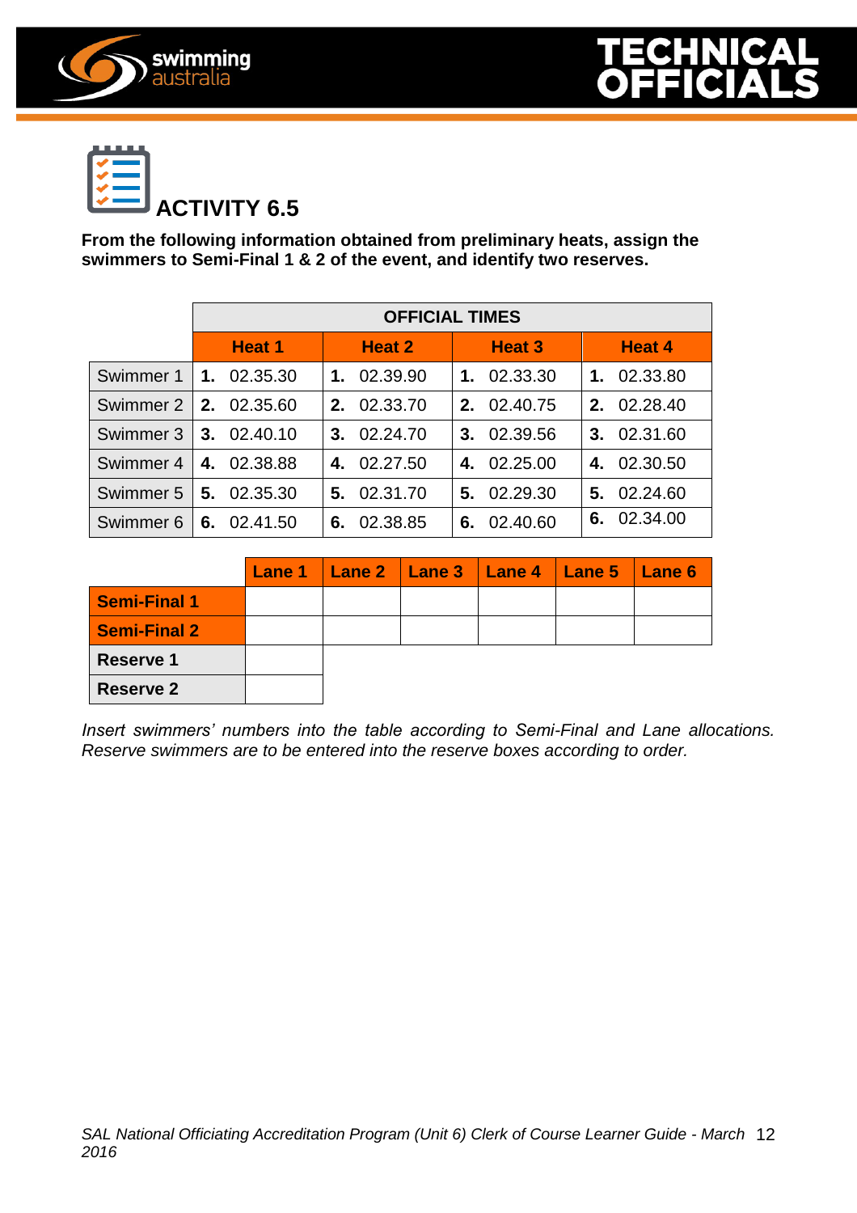## ACTIVITY 6.5

**From the following information obtained from preliminary heats, assign the swimmers to Semi-Final 1 & 2 of the event, and identify two reserves.**

| | OFFICIAL TIMES | | | |
|---|---|---|---|---|
| | **Heat 1** | **Heat 2** | **Heat 3** | **Heat 4** |
| Swimmer 1 | **1.** 02.35.30 | **1.** 02.39.90 | **1.** 02.33.30 | **1.** 02.33.80 |
| Swimmer 2 | **2.** 02.35.60 | **2.** 02.33.70 | **2.** 02.40.75 | **2.** 02.28.40 |
| Swimmer 3 | **3.** 02.40.10 | **3.** 02.24.70 | **3.** 02.39.56 | **3.** 02.31.60 |
| Swimmer 4 | **4.** 02.38.88 | **4.** 02.27.50 | **4.** 02.25.00 | **4.** 02.30.50 |
| Swimmer 5 | **5.** 02.35.30 | **5.** 02.31.70 | **5.** 02.29.30 | **5.** 02.24.60 |
| Swimmer 6 | **6.** 02.41.50 | **6.** 02.38.85 | **6.** 02.40.60 | **6.** 02.34.00 |

| | **Lane 1** | **Lane 2** | **Lane 3** | **Lane 4** | **Lane 5** | **Lane 6** |
|---|---|---|---|---|---|---|
| **Semi-Final 1** | | | | | | |
| **Semi-Final 2** | | | | | | |
| **Reserve 1** | | | | | | |
| **Reserve 2** | | | | | | |

*Insert swimmers' numbers into the table according to Semi-Final and Lane allocations. Reserve swimmers are to be entered into the reserve boxes according to order.*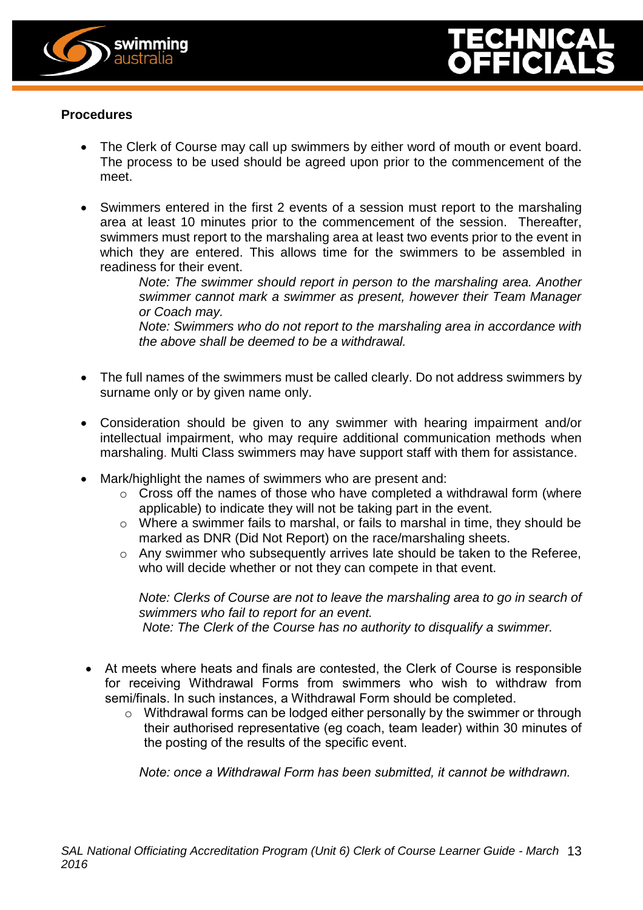**Procedures**

- The Clerk of Course may call up swimmers by either word of mouth or event board. The process to be used should be agreed upon prior to the commencement of the meet.

- Swimmers entered in the first 2 events of a session must report to the marshaling area at least 10 minutes prior to the commencement of the session. Thereafter, swimmers must report to the marshaling area at least two events prior to the event in which they are entered. This allows time for the swimmers to be assembled in readiness for their event.

  *Note: The swimmer should report in person to the marshaling area. Another swimmer cannot mark a swimmer as present, however their Team Manager or Coach may.*

  *Note: Swimmers who do not report to the marshaling area in accordance with the above shall be deemed to be a withdrawal.*

- The full names of the swimmers must be called clearly. Do not address swimmers by surname only or by given name only.

- Consideration should be given to any swimmer with hearing impairment and/or intellectual impairment, who may require additional communication methods when marshaling. Multi Class swimmers may have support staff with them for assistance.

- Mark/highlight the names of swimmers who are present and:
  - Cross off the names of those who have completed a withdrawal form (where applicable) to indicate they will not be taking part in the event.
  - Where a swimmer fails to marshal, or fails to marshal in time, they should be marked as DNR (Did Not Report) on the race/marshaling sheets.
  - Any swimmer who subsequently arrives late should be taken to the Referee, who will decide whether or not they can compete in that event.

  *Note: Clerks of Course are not to leave the marshaling area to go in search of swimmers who fail to report for an event.*

  *Note: The Clerk of the Course has no authority to disqualify a swimmer.*

- At meets where heats and finals are contested, the Clerk of Course is responsible for receiving Withdrawal Forms from swimmers who wish to withdraw from semi/finals. In such instances, a Withdrawal Form should be completed.
  - Withdrawal forms can be lodged either personally by the swimmer or through their authorised representative (eg coach, team leader) within 30 minutes of the posting of the results of the specific event.

  *Note: once a Withdrawal Form has been submitted, it cannot be withdrawn.*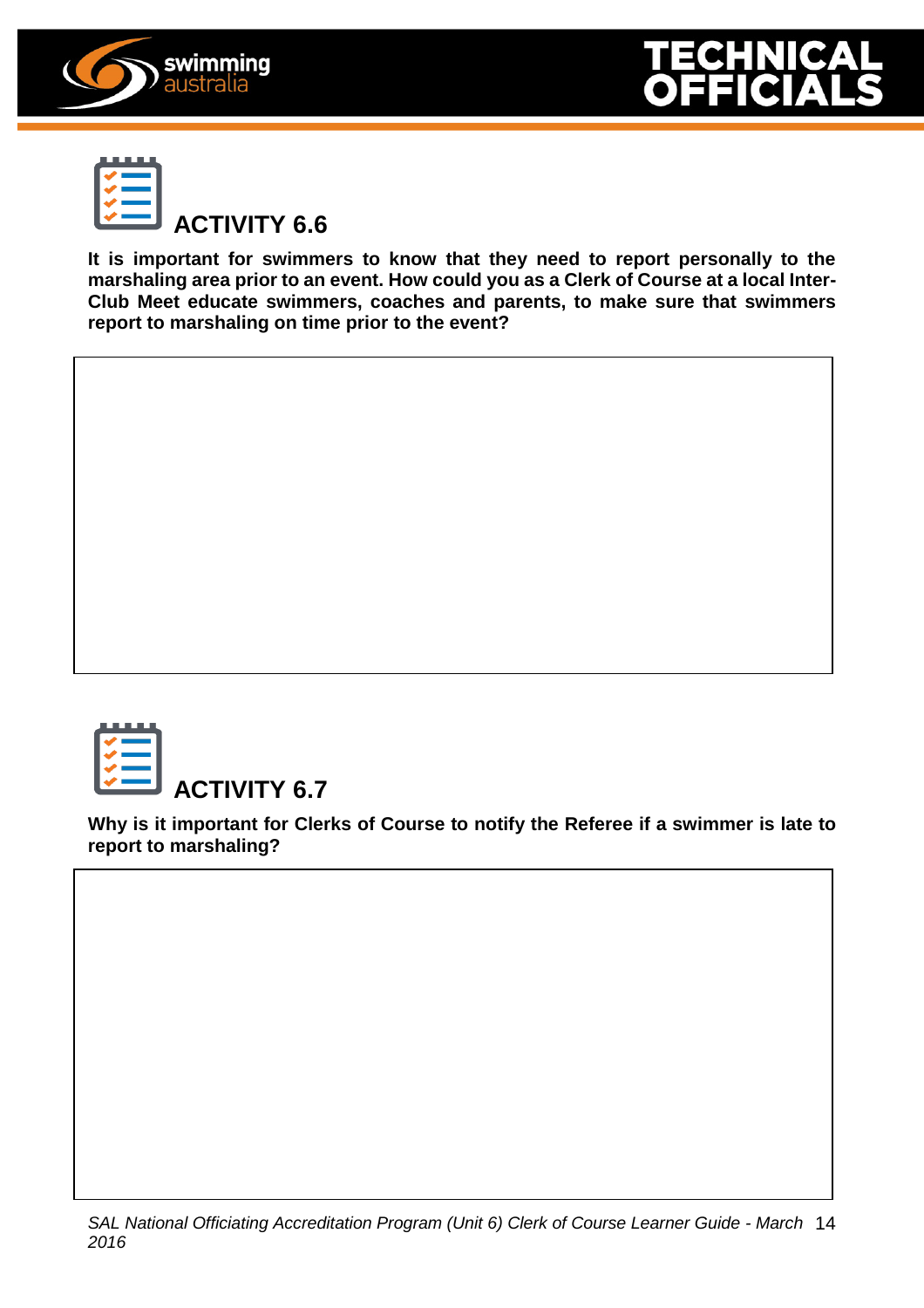## ACTIVITY 6.6

**It is important for swimmers to know that they need to report personally to the marshaling area prior to an event. How could you as a Clerk of Course at a local Inter-Club Meet educate swimmers, coaches and parents, to make sure that swimmers report to marshaling on time prior to the event?**

## ACTIVITY 6.7

**Why is it important for Clerks of Course to notify the Referee if a swimmer is late to report to marshaling?**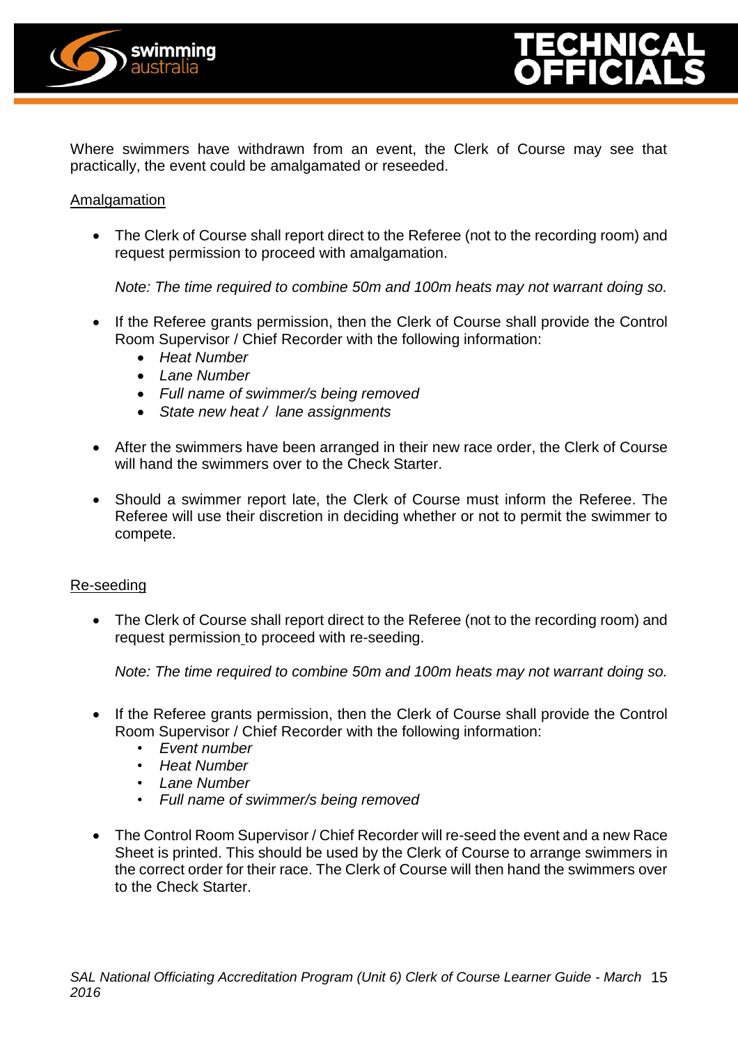Where swimmers have withdrawn from an event, the Clerk of Course may see that practically, the event could be amalgamated or reseeded.

<u>Amalgamation</u>

- The Clerk of Course shall report direct to the Referee (not to the recording room) and request permission to proceed with amalgamation.

  *Note: The time required to combine 50m and 100m heats may not warrant doing so.*

- If the Referee grants permission, then the Clerk of Course shall provide the Control Room Supervisor / Chief Recorder with the following information:
  - *Heat Number*
  - *Lane Number*
  - *Full name of swimmer/s being removed*
  - *State new heat / lane assignments*

- After the swimmers have been arranged in their new race order, the Clerk of Course will hand the swimmers over to the Check Starter.

- Should a swimmer report late, the Clerk of Course must inform the Referee. The Referee will use their discretion in deciding whether or not to permit the swimmer to compete.

<u>Re-seeding</u>

- The Clerk of Course shall report direct to the Referee (not to the recording room) and request permission to proceed with re-seeding.

  *Note: The time required to combine 50m and 100m heats may not warrant doing so.*

- If the Referee grants permission, then the Clerk of Course shall provide the Control Room Supervisor / Chief Recorder with the following information:
  - *Event number*
  - *Heat Number*
  - *Lane Number*
  - *Full name of swimmer/s being removed*

- The Control Room Supervisor / Chief Recorder will re-seed the event and a new Race Sheet is printed. This should be used by the Clerk of Course to arrange swimmers in the correct order for their race. The Clerk of Course will then hand the swimmers over to the Check Starter.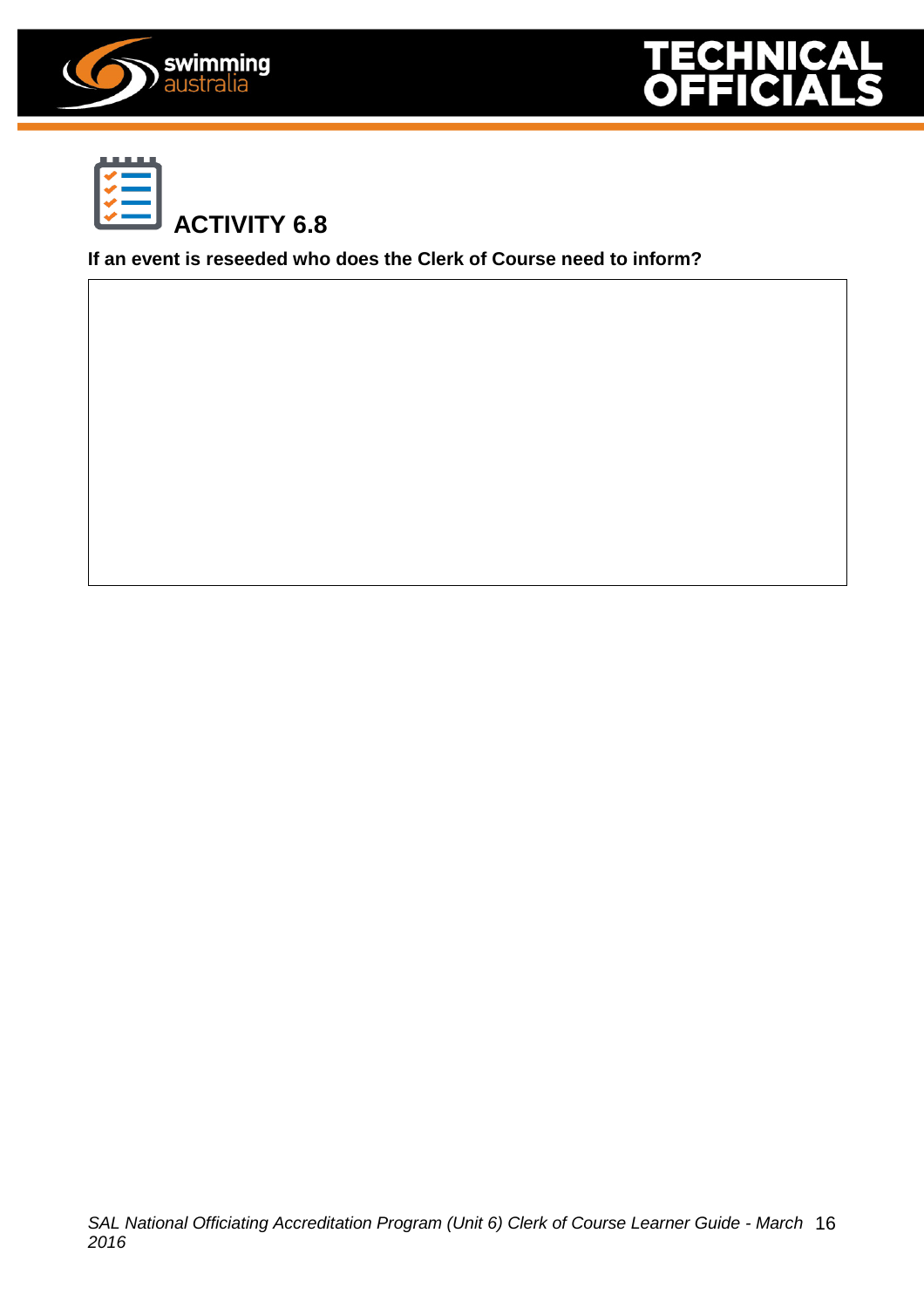## ACTIVITY 6.8

**If an event is reseeded who does the Clerk of Course need to inform?**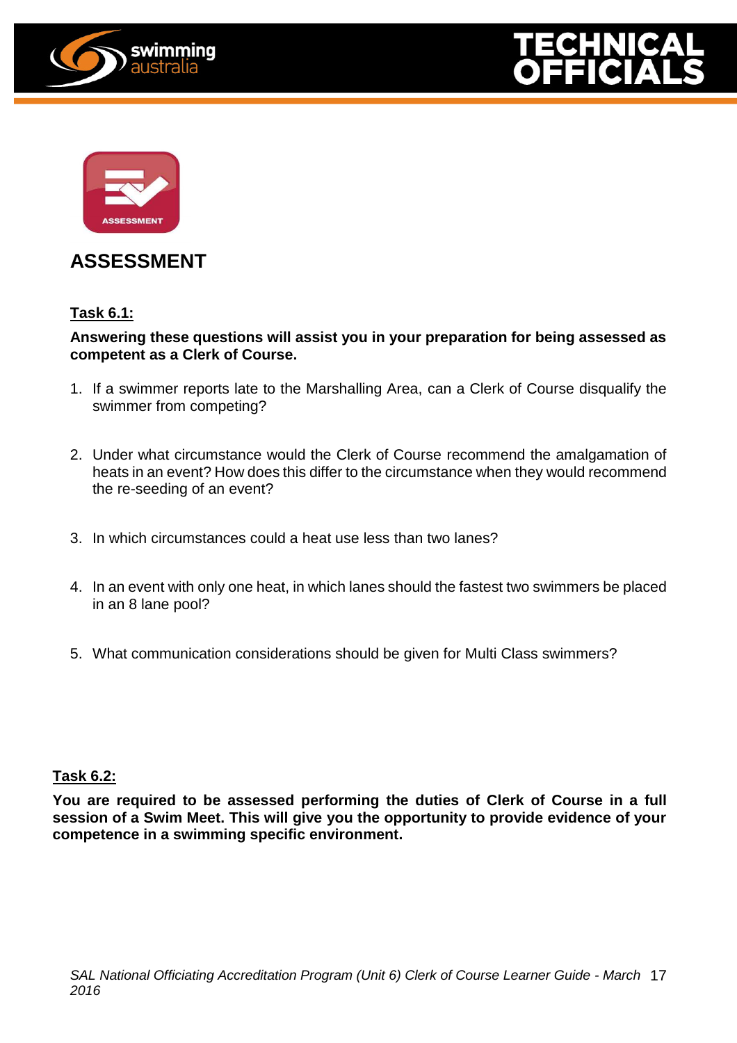# ASSESSMENT

**Task 6.1:**

**Answering these questions will assist you in your preparation for being assessed as competent as a Clerk of Course.**

1. If a swimmer reports late to the Marshalling Area, can a Clerk of Course disqualify the swimmer from competing?

2. Under what circumstance would the Clerk of Course recommend the amalgamation of heats in an event? How does this differ to the circumstance when they would recommend the re-seeding of an event?

3. In which circumstances could a heat use less than two lanes?

4. In an event with only one heat, in which lanes should the fastest two swimmers be placed in an 8 lane pool?

5. What communication considerations should be given for Multi Class swimmers?

**Task 6.2:**

**You are required to be assessed performing the duties of Clerk of Course in a full session of a Swim Meet. This will give you the opportunity to provide evidence of your competence in a swimming specific environment.**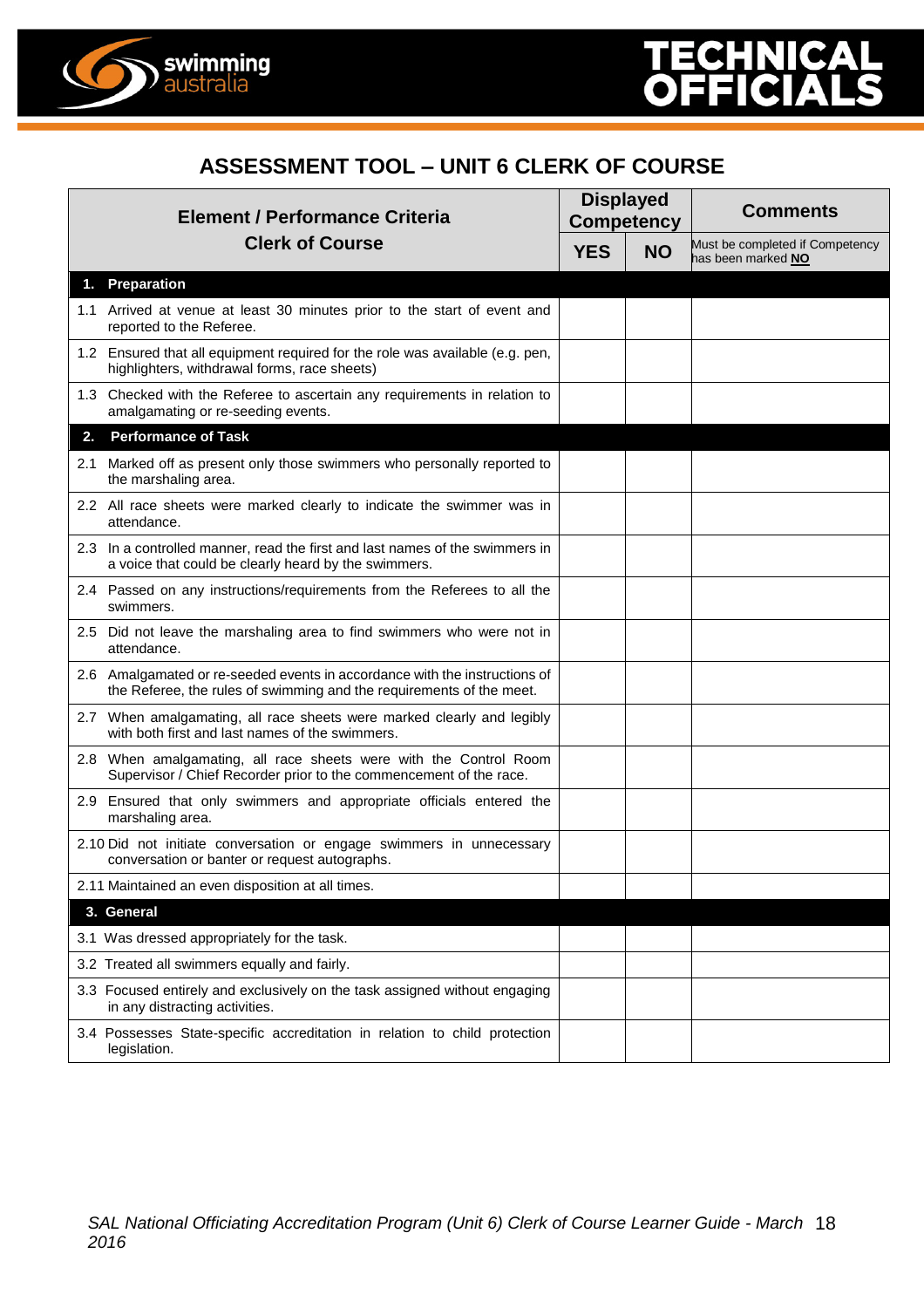## ASSESSMENT TOOL – UNIT 6 CLERK OF COURSE

| Element / Performance Criteria<br>Clerk of Course | Displayed Competency | | Comments |
|---|---|---|---|
| | YES | NO | Must be completed if Competency has been marked **NO** |
| **1. Preparation** | | | |
| 1.1 Arrived at venue at least 30 minutes prior to the start of event and reported to the Referee. | | | |
| 1.2 Ensured that all equipment required for the role was available (e.g. pen, highlighters, withdrawal forms, race sheets) | | | |
| 1.3 Checked with the Referee to ascertain any requirements in relation to amalgamating or re-seeding events. | | | |
| **2. Performance of Task** | | | |
| 2.1 Marked off as present only those swimmers who personally reported to the marshaling area. | | | |
| 2.2 All race sheets were marked clearly to indicate the swimmer was in attendance. | | | |
| 2.3 In a controlled manner, read the first and last names of the swimmers in a voice that could be clearly heard by the swimmers. | | | |
| 2.4 Passed on any instructions/requirements from the Referees to all the swimmers. | | | |
| 2.5 Did not leave the marshaling area to find swimmers who were not in attendance. | | | |
| 2.6 Amalgamated or re-seeded events in accordance with the instructions of the Referee, the rules of swimming and the requirements of the meet. | | | |
| 2.7 When amalgamating, all race sheets were marked clearly and legibly with both first and last names of the swimmers. | | | |
| 2.8 When amalgamating, all race sheets were with the Control Room Supervisor / Chief Recorder prior to the commencement of the race. | | | |
| 2.9 Ensured that only swimmers and appropriate officials entered the marshaling area. | | | |
| 2.10 Did not initiate conversation or engage swimmers in unnecessary conversation or banter or request autographs. | | | |
| 2.11 Maintained an even disposition at all times. | | | |
| **3. General** | | | |
| 3.1 Was dressed appropriately for the task. | | | |
| 3.2 Treated all swimmers equally and fairly. | | | |
| 3.3 Focused entirely and exclusively on the task assigned without engaging in any distracting activities. | | | |
| 3.4 Possesses State-specific accreditation in relation to child protection legislation. | | | |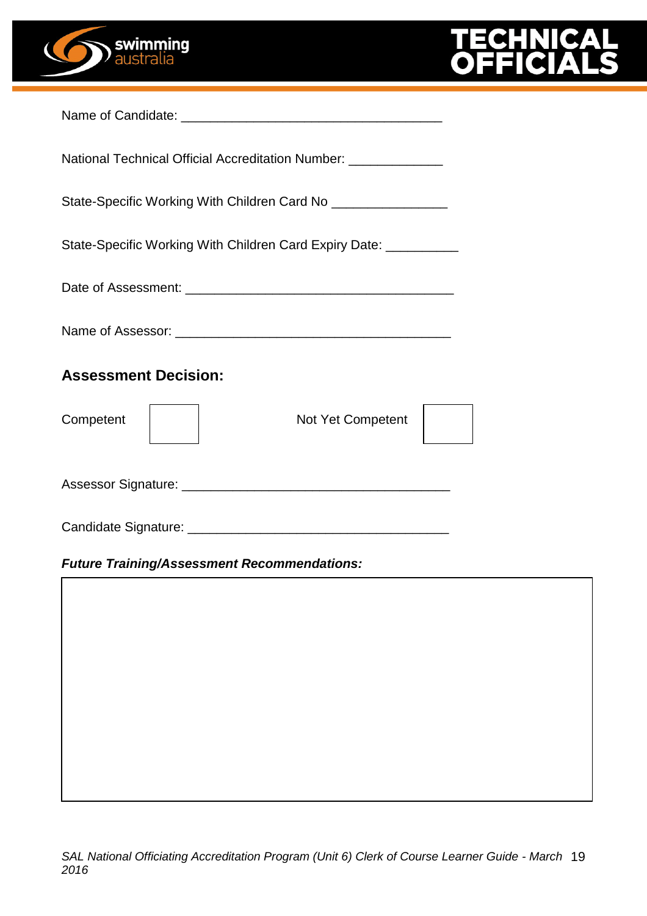Name of Candidate: ___________________________________

National Technical Official Accreditation Number: _____________

State-Specific Working With Children Card No ________________

State-Specific Working With Children Card Expiry Date: __________

Date of Assessment: _____________________________________

Name of Assessor: _______________________________________

## Assessment Decision:

Competent ☐ Not Yet Competent ☐

Assessor Signature: _____________________________________

Candidate Signature: ____________________________________

***Future Training/Assessment Recommendations:***

| |
|---|
| |